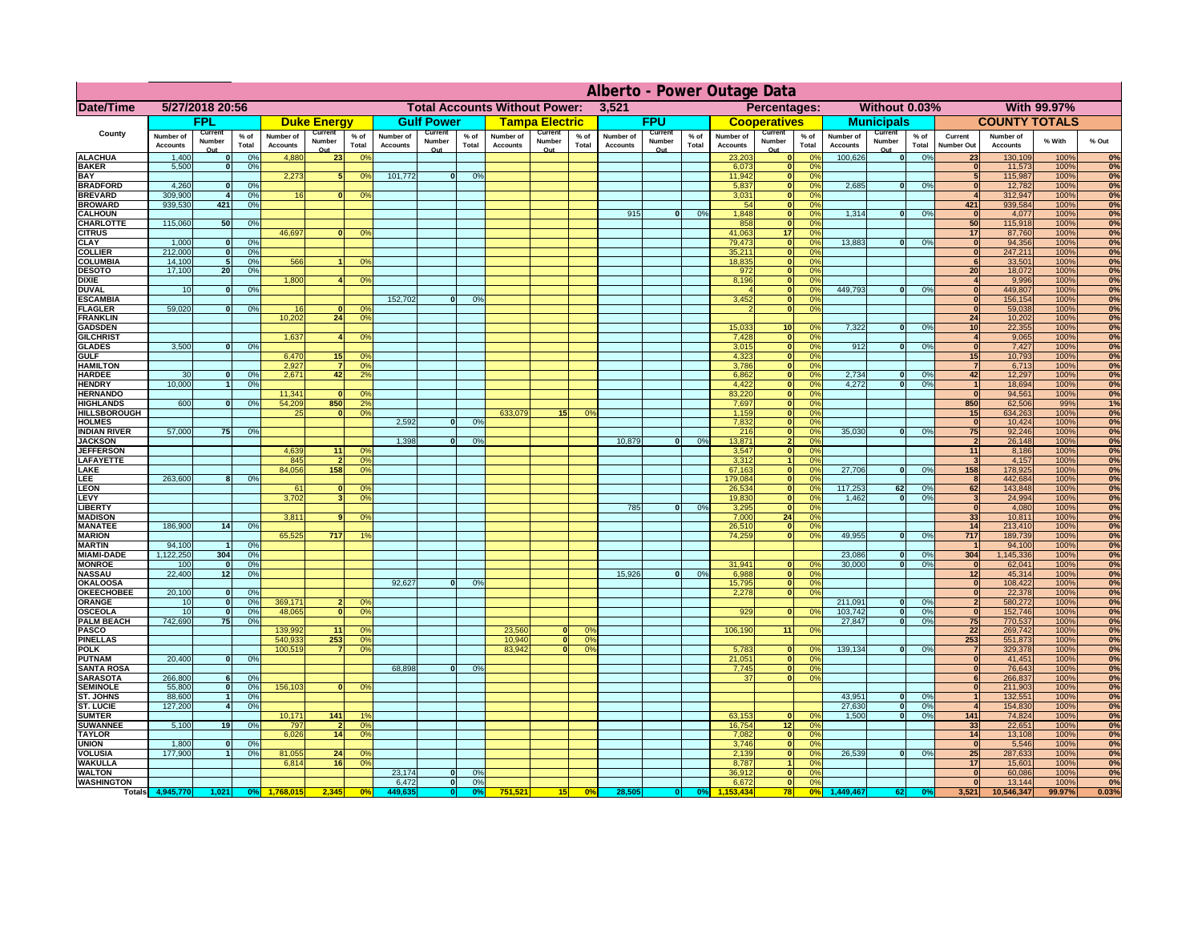# Alberto - Power Outage Data

| Date/Time | 5/27/2018 20:56 | | | | | | Total Accounts Without Power: | | | | | 3,521 | | | | Percentages: | | | Without 0.03% | | | With 99.97% | | | |
|---|---|---|---|---|---|---|---|---|---|---|---|---|---|---|---|---|---|---|---|---|---|---|---|---|---|
| | FPL | | | Duke Energy | | | Gulf Power | | | Tampa Electric | | | FPU | | | Cooperatives | | | Municipals | | | COUNTY TOTALS | | | |
| County | Number of Accounts | Current Number Out | % of Total | Number of Accounts | Current Number Out | % of Total | Number of Accounts | Current Number Out | % of Total | Number of Accounts | Current Number Out | % of Total | Number of Accounts | Current Number Out | % of Total | Number of Accounts | Current Number Out | % of Total | Number of Accounts | Current Number Out | % of Total | Current Number Out | Number of Accounts | % With | % Out |
| ALACHUA | 1,400 | 0 | 0% | 4,880 | 23 | 0% | | | | | | | | | | 23,203 | 0 | 0% | 100,626 | 0 | 0% | 23 | 130,109 | 100% | 0% |
| BAKER | 5,500 | 0 | 0% | | | | | | | | | | | | | 6,073 | 0 | 0% | | | | 0 | 11,573 | 100% | 0% |
| BAY | | | | 2,273 | 5 | 0% | 101,772 | 0 | 0% | | | | | | | 11,942 | 0 | 0% | | | | 5 | 115,987 | 100% | 0% |
| BRADFORD | 4,260 | 0 | 0% | | | | | | | | | | | | | 5,837 | 0 | 0% | 2,685 | 0 | 0% | 0 | 12,782 | 100% | 0% |
| BREVARD | 309,900 | 4 | 0% | 16 | 0 | 0% | | | | | | | | | | 3,031 | 0 | 0% | | | | 4 | 312,947 | 100% | 0% |
| BROWARD | 939,530 | 421 | 0% | | | | | | | | | | | | | 54 | 0 | 0% | | | | 421 | 939,584 | 100% | 0% |
| CALHOUN | | | | | | | | | | | | | 915 | 0 | 0% | 1,848 | 0 | 0% | 1,314 | 0 | 0% | 0 | 4,077 | 100% | 0% |
| CHARLOTTE | 115,060 | 50 | 0% | | | | | | | | | | | | | 858 | 0 | 0% | | | | 50 | 115,918 | 100% | 0% |
| CITRUS | | | | 46,697 | 0 | 0% | | | | | | | | | | 41,063 | 17 | 0% | | | | 17 | 87,760 | 100% | 0% |
| CLAY | 1,000 | 0 | 0% | | | | | | | | | | | | | 79,473 | 0 | 0% | 13,883 | 0 | 0% | 0 | 94,356 | 100% | 0% |
| COLLIER | 212,000 | 0 | 0% | | | | | | | | | | | | | 35,211 | 0 | 0% | | | | 0 | 247,211 | 100% | 0% |
| COLUMBIA | 14,100 | 5 | 0% | 566 | 1 | 0% | | | | | | | | | | 18,835 | 0 | 0% | | | | 6 | 33,501 | 100% | 0% |
| DESOTO | 17,100 | 20 | 0% | | | | | | | | | | | | | 972 | 0 | 0% | | | | 20 | 18,072 | 100% | 0% |
| DIXIE | | | | 1,800 | 4 | 0% | | | | | | | | | | 8,196 | 0 | 0% | | | | 4 | 9,996 | 100% | 0% |
| DUVAL | 10 | 0 | 0% | | | | | | | | | | | | | 4 | 0 | 0% | 449,793 | 0 | 0% | 0 | 449,807 | 100% | 0% |
| ESCAMBIA | | | | | | | 152,702 | 0 | 0% | | | | | | | 3,452 | 0 | 0% | | | | 0 | 156,154 | 100% | 0% |
| FLAGLER | 59,020 | 0 | 0% | 16 | 0 | 0% | | | | | | | | | | 2 | 0 | 0% | | | | 0 | 59,038 | 100% | 0% |
| FRANKLIN | | | | 10,202 | 24 | 0% | | | | | | | | | | | | | | | | 24 | 10,202 | 100% | 0% |
| GADSDEN | | | | | | | | | | | | | | | | 15,033 | 10 | 0% | 7,322 | 0 | 0% | 10 | 22,355 | 100% | 0% |
| GILCHRIST | | | | 1,637 | 4 | 0% | | | | | | | | | | 7,428 | 0 | 0% | | | | 4 | 9,065 | 100% | 0% |
| GLADES | 3,500 | 0 | 0% | | | | | | | | | | | | | 3,015 | 0 | 0% | 912 | 0 | 0% | 0 | 7,427 | 100% | 0% |
| GULF | | | | 6,470 | 15 | 0% | | | | | | | | | | 4,323 | 0 | 0% | | | | 15 | 10,793 | 100% | 0% |
| HAMILTON | | | | 2,927 | 7 | 0% | | | | | | | | | | 3,786 | 0 | 0% | | | | 7 | 6,713 | 100% | 0% |
| HARDEE | 30 | 0 | 0% | 2,671 | 42 | 2% | | | | | | | | | | 6,862 | 0 | 0% | 2,734 | 0 | 0% | 42 | 12,297 | 100% | 0% |
| HENDRY | 10,000 | 1 | 0% | | | | | | | | | | | | | 4,422 | 0 | 0% | 4,272 | 0 | 0% | 1 | 18,694 | 100% | 0% |
| HERNANDO | | | | 11,341 | 0 | 0% | | | | | | | | | | 83,220 | 0 | 0% | | | | 0 | 94,561 | 100% | 0% |
| HIGHLANDS | 600 | 0 | 0% | 54,209 | 850 | 2% | | | | | | | | | | 7,697 | 0 | 0% | | | | 850 | 62,506 | 99% | 1% |
| HILLSBOROUGH | | | | 25 | 0 | 0% | | | | 633,079 | 15 | 0% | | | | 1,159 | 0 | 0% | | | | 15 | 634,263 | 100% | 0% |
| HOLMES | | | | | | | 2,592 | 0 | 0% | | | | | | | 7,832 | 0 | 0% | | | | 0 | 10,424 | 100% | 0% |
| INDIAN RIVER | 57,000 | 75 | 0% | | | | | | | | | | | | | 216 | 0 | 0% | 35,030 | 0 | 0% | 75 | 92,246 | 100% | 0% |
| JACKSON | | | | | | | 1,398 | 0 | 0% | | | | 10,879 | 0 | 0% | 13,871 | 2 | 0% | | | | 2 | 26,148 | 100% | 0% |
| JEFFERSON | | | | 4,639 | 11 | 0% | | | | | | | | | | 3,547 | 0 | 0% | | | | 11 | 8,186 | 100% | 0% |
| LAFAYETTE | | | | 845 | 2 | 0% | | | | | | | | | | 3,312 | 1 | 0% | | | | 3 | 4,157 | 100% | 0% |
| LAKE | | | | 84,056 | 158 | 0% | | | | | | | | | | 67,163 | 0 | 0% | 27,706 | 0 | 0% | 158 | 178,925 | 100% | 0% |
| LEE | 263,600 | 8 | 0% | | | | | | | | | | | | | 179,084 | 0 | 0% | | | | 8 | 442,684 | 100% | 0% |
| LEON | | | | 61 | 0 | 0% | | | | | | | | | | 26,534 | 0 | 0% | 117,253 | 62 | 0% | 62 | 143,848 | 100% | 0% |
| LEVY | | | | 3,702 | 3 | 0% | | | | | | | | | | 19,830 | 0 | 0% | 1,462 | 0 | 0% | 3 | 24,994 | 100% | 0% |
| LIBERTY | | | | | | | | | | | | | 785 | 0 | 0% | 3,295 | 0 | 0% | | | | 0 | 4,080 | 100% | 0% |
| MADISON | | | | 3,811 | 9 | 0% | | | | | | | | | | 7,000 | 24 | 0% | | | | 33 | 10,811 | 100% | 0% |
| MANATEE | 186,900 | 14 | 0% | | | | | | | | | | | | | 26,510 | 0 | 0% | | | | 14 | 213,410 | 100% | 0% |
| MARION | | | | 65,525 | 717 | 1% | | | | | | | | | | 74,259 | 0 | 0% | 49,955 | 0 | 0% | 717 | 189,739 | 100% | 0% |
| MARTIN | 94,100 | 1 | 0% | | | | | | | | | | | | | | | | | | | 1 | 94,100 | 100% | 0% |
| MIAMI-DADE | 1,122,250 | 304 | 0% | | | | | | | | | | | | | | | | 23,086 | 0 | 0% | 304 | 1,145,336 | 100% | 0% |
| MONROE | 100 | 0 | 0% | | | | | | | | | | | | | 31,941 | 0 | 0% | 30,000 | 0 | 0% | 0 | 62,041 | 100% | 0% |
| NASSAU | 22,400 | 12 | 0% | | | | | | | | | | 15,926 | 0 | 0% | 6,988 | 0 | 0% | | | | 12 | 45,314 | 100% | 0% |
| OKALOOSA | | | | | | | 92,627 | 0 | 0% | | | | | | | 15,795 | 0 | 0% | | | | 0 | 108,422 | 100% | 0% |
| OKEECHOBEE | 20,100 | 0 | 0% | | | | | | | | | | | | | 2,278 | 0 | 0% | | | | 0 | 22,378 | 100% | 0% |
| ORANGE | 10 | 0 | 0% | 369,171 | 2 | 0% | | | | | | | | | | | | | 211,091 | 0 | 0% | 2 | 580,272 | 100% | 0% |
| OSCEOLA | 10 | 0 | 0% | 48,065 | 0 | 0% | | | | | | | | | | 929 | 0 | 0% | 103,742 | 0 | 0% | 0 | 152,746 | 100% | 0% |
| PALM BEACH | 742,690 | 75 | 0% | | | | | | | | | | | | | | | | 27,847 | 0 | 0% | 75 | 770,537 | 100% | 0% |
| PASCO | | | | 139,992 | 11 | 0% | | | | 23,560 | 0 | 0% | | | | 106,190 | 11 | 0% | | | | 22 | 269,742 | 100% | 0% |
| PINELLAS | | | | 540,933 | 253 | 0% | | | | 10,940 | 0 | 0% | | | | | | | | | | 253 | 551,873 | 100% | 0% |
| POLK | | | | 100,519 | 7 | 0% | | | | 83,942 | 0 | 0% | | | | 5,783 | 0 | 0% | 139,134 | 0 | 0% | 7 | 329,378 | 100% | 0% |
| PUTNAM | 20,400 | 0 | 0% | | | | | | | | | | | | | 21,051 | 0 | 0% | | | | 0 | 41,451 | 100% | 0% |
| SANTA ROSA | | | | | | | 68,898 | 0 | 0% | | | | | | | 7,745 | 0 | 0% | | | | 0 | 76,643 | 100% | 0% |
| SARASOTA | 266,800 | 6 | 0% | | | | | | | | | | | | | 37 | 0 | 0% | | | | 6 | 266,837 | 100% | 0% |
| SEMINOLE | 55,800 | 0 | 0% | 156,103 | 0 | 0% | | | | | | | | | | | | | | | | 0 | 211,903 | 100% | 0% |
| ST. JOHNS | 88,600 | 1 | 0% | | | | | | | | | | | | | | | | 43,951 | 0 | 0% | 1 | 132,551 | 100% | 0% |
| ST. LUCIE | 127,200 | 4 | 0% | | | | | | | | | | | | | | | | 27,630 | 0 | 0% | 4 | 154,830 | 100% | 0% |
| SUMTER | | | | 10,171 | 141 | 1% | | | | | | | | | | 63,153 | 0 | 0% | 1,500 | 0 | 0% | 141 | 74,824 | 100% | 0% |
| SUWANNEE | 5,100 | 19 | 0% | 797 | 2 | 0% | | | | | | | | | | 16,754 | 12 | 0% | | | | 33 | 22,651 | 100% | 0% |
| TAYLOR | | | | 6,026 | 14 | 0% | | | | | | | | | | 7,082 | 0 | 0% | | | | 14 | 13,108 | 100% | 0% |
| UNION | 1,800 | 0 | 0% | | | | | | | | | | | | | 3,746 | 0 | 0% | | | | 0 | 5,546 | 100% | 0% |
| VOLUSIA | 177,900 | 1 | 0% | 81,055 | 24 | 0% | | | | | | | | | | 2,139 | 0 | 0% | 26,539 | 0 | 0% | 25 | 287,633 | 100% | 0% |
| WAKULLA | | | | 6,814 | 16 | 0% | | | | | | | | | | 8,787 | 1 | 0% | | | | 17 | 15,601 | 100% | 0% |
| WALTON | | | | | | | 23,174 | 0 | 0% | | | | | | | 36,912 | 0 | 0% | | | | 0 | 60,086 | 100% | 0% |
| WASHINGTON | | | | | | | 6,472 | 0 | 0% | | | | | | | 6,672 | 0 | 0% | | | | 0 | 13,144 | 100% | 0% |
| Totals | 4,945,770 | 1,021 | 0% | 1,768,015 | 2,345 | 0% | 449,635 | 0 | 0% | 751,521 | 15 | 0% | 28,505 | 0 | 0% | 1,153,434 | 78 | 0% | 1,449,467 | 62 | 0% | 3,521 | 10,546,347 | 99.97% | 0.03% |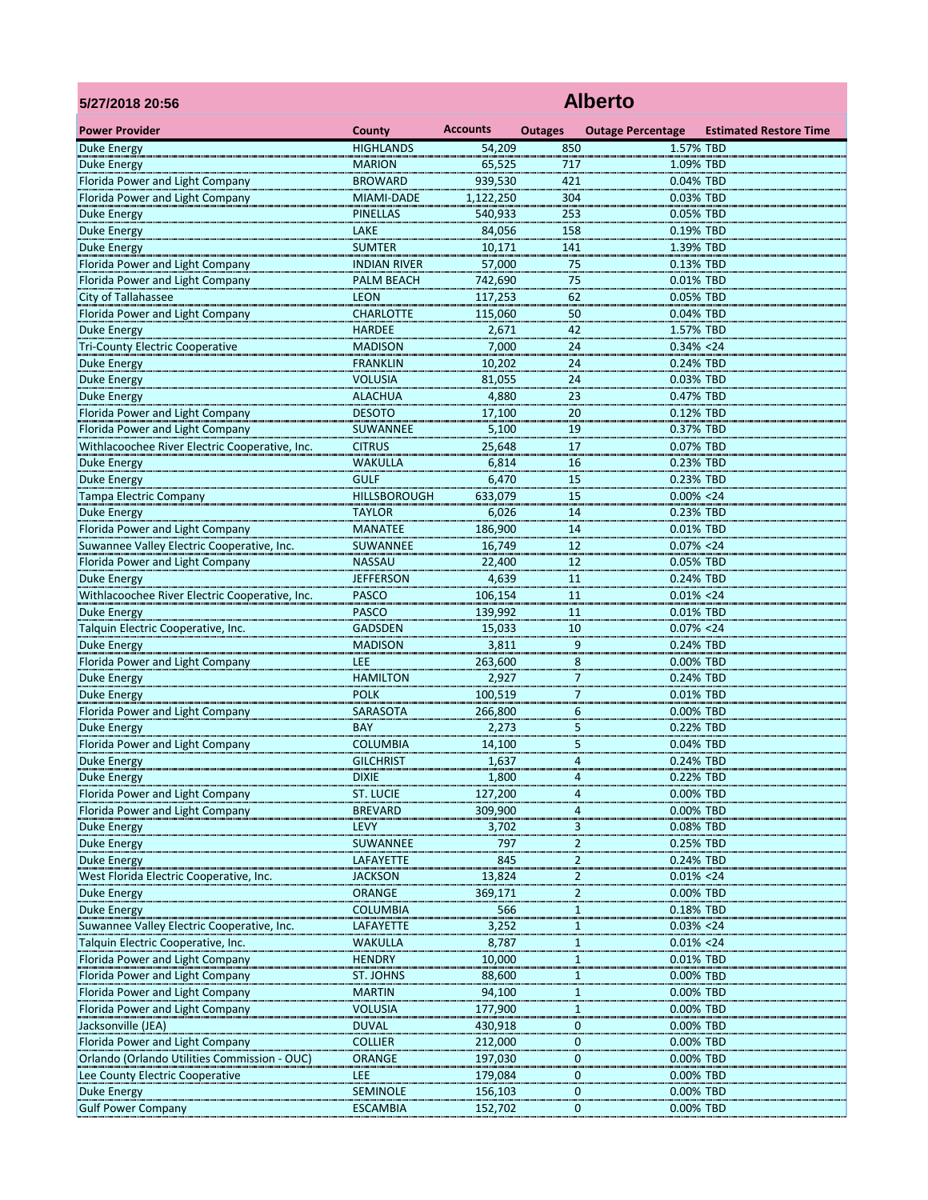**5/27/2018 20:56**

# Alberto

| Power Provider | County | Accounts | Outages | Outage Percentage | Estimated Restore Time |
|---|---|---|---|---|---|
| Duke Energy | HIGHLANDS | 54,209 | 850 | 1.57% | TBD |
| Duke Energy | MARION | 65,525 | 717 | 1.09% | TBD |
| Florida Power and Light Company | BROWARD | 939,530 | 421 | 0.04% | TBD |
| Florida Power and Light Company | MIAMI-DADE | 1,122,250 | 304 | 0.03% | TBD |
| Duke Energy | PINELLAS | 540,933 | 253 | 0.05% | TBD |
| Duke Energy | LAKE | 84,056 | 158 | 0.19% | TBD |
| Duke Energy | SUMTER | 10,171 | 141 | 1.39% | TBD |
| Florida Power and Light Company | INDIAN RIVER | 57,000 | 75 | 0.13% | TBD |
| Florida Power and Light Company | PALM BEACH | 742,690 | 75 | 0.01% | TBD |
| City of Tallahassee | LEON | 117,253 | 62 | 0.05% | TBD |
| Florida Power and Light Company | CHARLOTTE | 115,060 | 50 | 0.04% | TBD |
| Duke Energy | HARDEE | 2,671 | 42 | 1.57% | TBD |
| Tri-County Electric Cooperative | MADISON | 7,000 | 24 | 0.34% | <24 |
| Duke Energy | FRANKLIN | 10,202 | 24 | 0.24% | TBD |
| Duke Energy | VOLUSIA | 81,055 | 24 | 0.03% | TBD |
| Duke Energy | ALACHUA | 4,880 | 23 | 0.47% | TBD |
| Florida Power and Light Company | DESOTO | 17,100 | 20 | 0.12% | TBD |
| Florida Power and Light Company | SUWANNEE | 5,100 | 19 | 0.37% | TBD |
| Withlacoochee River Electric Cooperative, Inc. | CITRUS | 25,648 | 17 | 0.07% | TBD |
| Duke Energy | WAKULLA | 6,814 | 16 | 0.23% | TBD |
| Duke Energy | GULF | 6,470 | 15 | 0.23% | TBD |
| Tampa Electric Company | HILLSBOROUGH | 633,079 | 15 | 0.00% | <24 |
| Duke Energy | TAYLOR | 6,026 | 14 | 0.23% | TBD |
| Florida Power and Light Company | MANATEE | 186,900 | 14 | 0.01% | TBD |
| Suwannee Valley Electric Cooperative, Inc. | SUWANNEE | 16,749 | 12 | 0.07% | <24 |
| Florida Power and Light Company | NASSAU | 22,400 | 12 | 0.05% | TBD |
| Duke Energy | JEFFERSON | 4,639 | 11 | 0.24% | TBD |
| Withlacoochee River Electric Cooperative, Inc. | PASCO | 106,154 | 11 | 0.01% | <24 |
| Duke Energy | PASCO | 139,992 | 11 | 0.01% | TBD |
| Talquin Electric Cooperative, Inc. | GADSDEN | 15,033 | 10 | 0.07% | <24 |
| Duke Energy | MADISON | 3,811 | 9 | 0.24% | TBD |
| Florida Power and Light Company | LEE | 263,600 | 8 | 0.00% | TBD |
| Duke Energy | HAMILTON | 2,927 | 7 | 0.24% | TBD |
| Duke Energy | POLK | 100,519 | 7 | 0.01% | TBD |
| Florida Power and Light Company | SARASOTA | 266,800 | 6 | 0.00% | TBD |
| Duke Energy | BAY | 2,273 | 5 | 0.22% | TBD |
| Florida Power and Light Company | COLUMBIA | 14,100 | 5 | 0.04% | TBD |
| Duke Energy | GILCHRIST | 1,637 | 4 | 0.24% | TBD |
| Duke Energy | DIXIE | 1,800 | 4 | 0.22% | TBD |
| Florida Power and Light Company | ST. LUCIE | 127,200 | 4 | 0.00% | TBD |
| Florida Power and Light Company | BREVARD | 309,900 | 4 | 0.00% | TBD |
| Duke Energy | LEVY | 3,702 | 3 | 0.08% | TBD |
| Duke Energy | SUWANNEE | 797 | 2 | 0.25% | TBD |
| Duke Energy | LAFAYETTE | 845 | 2 | 0.24% | TBD |
| West Florida Electric Cooperative, Inc. | JACKSON | 13,824 | 2 | 0.01% | <24 |
| Duke Energy | ORANGE | 369,171 | 2 | 0.00% | TBD |
| Duke Energy | COLUMBIA | 566 | 1 | 0.18% | TBD |
| Suwannee Valley Electric Cooperative, Inc. | LAFAYETTE | 3,252 | 1 | 0.03% | <24 |
| Talquin Electric Cooperative, Inc. | WAKULLA | 8,787 | 1 | 0.01% | <24 |
| Florida Power and Light Company | HENDRY | 10,000 | 1 | 0.01% | TBD |
| Florida Power and Light Company | ST. JOHNS | 88,600 | 1 | 0.00% | TBD |
| Florida Power and Light Company | MARTIN | 94,100 | 1 | 0.00% | TBD |
| Florida Power and Light Company | VOLUSIA | 177,900 | 1 | 0.00% | TBD |
| Jacksonville (JEA) | DUVAL | 430,918 | 0 | 0.00% | TBD |
| Florida Power and Light Company | COLLIER | 212,000 | 0 | 0.00% | TBD |
| Orlando (Orlando Utilities Commission - OUC) | ORANGE | 197,030 | 0 | 0.00% | TBD |
| Lee County Electric Cooperative | LEE | 179,084 | 0 | 0.00% | TBD |
| Duke Energy | SEMINOLE | 156,103 | 0 | 0.00% | TBD |
| Gulf Power Company | ESCAMBIA | 152,702 | 0 | 0.00% | TBD |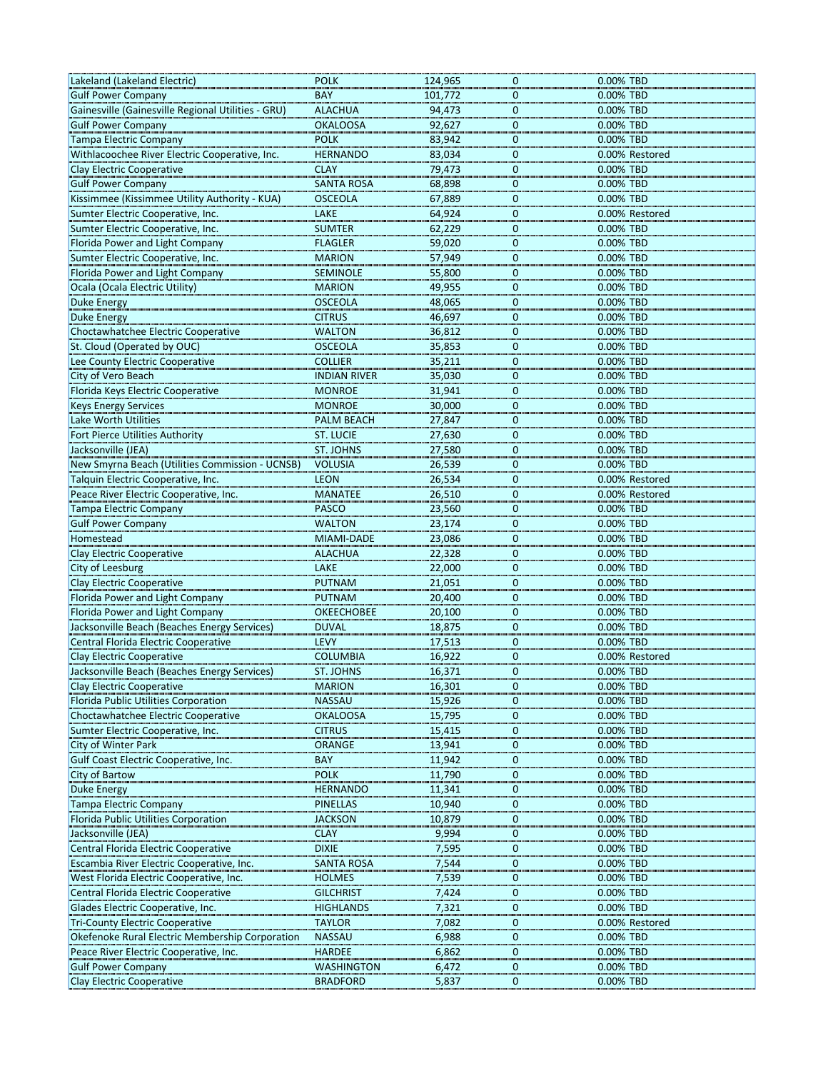| Lakeland (Lakeland Electric) | POLK | 124,965 | 0 | 0.00% | TBD |
|---|---|---|---|---|---|
| Gulf Power Company | BAY | 101,772 | 0 | 0.00% | TBD |
| Gainesville (Gainesville Regional Utilities - GRU) | ALACHUA | 94,473 | 0 | 0.00% | TBD |
| Gulf Power Company | OKALOOSA | 92,627 | 0 | 0.00% | TBD |
| Tampa Electric Company | POLK | 83,942 | 0 | 0.00% | TBD |
| Withlacoochee River Electric Cooperative, Inc. | HERNANDO | 83,034 | 0 | 0.00% | Restored |
| Clay Electric Cooperative | CLAY | 79,473 | 0 | 0.00% | TBD |
| Gulf Power Company | SANTA ROSA | 68,898 | 0 | 0.00% | TBD |
| Kissimmee (Kissimmee Utility Authority - KUA) | OSCEOLA | 67,889 | 0 | 0.00% | TBD |
| Sumter Electric Cooperative, Inc. | LAKE | 64,924 | 0 | 0.00% | Restored |
| Sumter Electric Cooperative, Inc. | SUMTER | 62,229 | 0 | 0.00% | TBD |
| Florida Power and Light Company | FLAGLER | 59,020 | 0 | 0.00% | TBD |
| Sumter Electric Cooperative, Inc. | MARION | 57,949 | 0 | 0.00% | TBD |
| Florida Power and Light Company | SEMINOLE | 55,800 | 0 | 0.00% | TBD |
| Ocala (Ocala Electric Utility) | MARION | 49,955 | 0 | 0.00% | TBD |
| Duke Energy | OSCEOLA | 48,065 | 0 | 0.00% | TBD |
| Duke Energy | CITRUS | 46,697 | 0 | 0.00% | TBD |
| Choctawhatchee Electric Cooperative | WALTON | 36,812 | 0 | 0.00% | TBD |
| St. Cloud (Operated by OUC) | OSCEOLA | 35,853 | 0 | 0.00% | TBD |
| Lee County Electric Cooperative | COLLIER | 35,211 | 0 | 0.00% | TBD |
| City of Vero Beach | INDIAN RIVER | 35,030 | 0 | 0.00% | TBD |
| Florida Keys Electric Cooperative | MONROE | 31,941 | 0 | 0.00% | TBD |
| Keys Energy Services | MONROE | 30,000 | 0 | 0.00% | TBD |
| Lake Worth Utilities | PALM BEACH | 27,847 | 0 | 0.00% | TBD |
| Fort Pierce Utilities Authority | ST. LUCIE | 27,630 | 0 | 0.00% | TBD |
| Jacksonville (JEA) | ST. JOHNS | 27,580 | 0 | 0.00% | TBD |
| New Smyrna Beach (Utilities Commission - UCNSB) | VOLUSIA | 26,539 | 0 | 0.00% | TBD |
| Talquin Electric Cooperative, Inc. | LEON | 26,534 | 0 | 0.00% | Restored |
| Peace River Electric Cooperative, Inc. | MANATEE | 26,510 | 0 | 0.00% | Restored |
| Tampa Electric Company | PASCO | 23,560 | 0 | 0.00% | TBD |
| Gulf Power Company | WALTON | 23,174 | 0 | 0.00% | TBD |
| Homestead | MIAMI-DADE | 23,086 | 0 | 0.00% | TBD |
| Clay Electric Cooperative | ALACHUA | 22,328 | 0 | 0.00% | TBD |
| City of Leesburg | LAKE | 22,000 | 0 | 0.00% | TBD |
| Clay Electric Cooperative | PUTNAM | 21,051 | 0 | 0.00% | TBD |
| Florida Power and Light Company | PUTNAM | 20,400 | 0 | 0.00% | TBD |
| Florida Power and Light Company | OKEECHOBEE | 20,100 | 0 | 0.00% | TBD |
| Jacksonville Beach (Beaches Energy Services) | DUVAL | 18,875 | 0 | 0.00% | TBD |
| Central Florida Electric Cooperative | LEVY | 17,513 | 0 | 0.00% | TBD |
| Clay Electric Cooperative | COLUMBIA | 16,922 | 0 | 0.00% | Restored |
| Jacksonville Beach (Beaches Energy Services) | ST. JOHNS | 16,371 | 0 | 0.00% | TBD |
| Clay Electric Cooperative | MARION | 16,301 | 0 | 0.00% | TBD |
| Florida Public Utilities Corporation | NASSAU | 15,926 | 0 | 0.00% | TBD |
| Choctawhatchee Electric Cooperative | OKALOOSA | 15,795 | 0 | 0.00% | TBD |
| Sumter Electric Cooperative, Inc. | CITRUS | 15,415 | 0 | 0.00% | TBD |
| City of Winter Park | ORANGE | 13,941 | 0 | 0.00% | TBD |
| Gulf Coast Electric Cooperative, Inc. | BAY | 11,942 | 0 | 0.00% | TBD |
| City of Bartow | POLK | 11,790 | 0 | 0.00% | TBD |
| Duke Energy | HERNANDO | 11,341 | 0 | 0.00% | TBD |
| Tampa Electric Company | PINELLAS | 10,940 | 0 | 0.00% | TBD |
| Florida Public Utilities Corporation | JACKSON | 10,879 | 0 | 0.00% | TBD |
| Jacksonville (JEA) | CLAY | 9,994 | 0 | 0.00% | TBD |
| Central Florida Electric Cooperative | DIXIE | 7,595 | 0 | 0.00% | TBD |
| Escambia River Electric Cooperative, Inc. | SANTA ROSA | 7,544 | 0 | 0.00% | TBD |
| West Florida Electric Cooperative, Inc. | HOLMES | 7,539 | 0 | 0.00% | TBD |
| Central Florida Electric Cooperative | GILCHRIST | 7,424 | 0 | 0.00% | TBD |
| Glades Electric Cooperative, Inc. | HIGHLANDS | 7,321 | 0 | 0.00% | TBD |
| Tri-County Electric Cooperative | TAYLOR | 7,082 | 0 | 0.00% | Restored |
| Okefenoke Rural Electric Membership Corporation | NASSAU | 6,988 | 0 | 0.00% | TBD |
| Peace River Electric Cooperative, Inc. | HARDEE | 6,862 | 0 | 0.00% | TBD |
| Gulf Power Company | WASHINGTON | 6,472 | 0 | 0.00% | TBD |
| Clay Electric Cooperative | BRADFORD | 5,837 | 0 | 0.00% | TBD |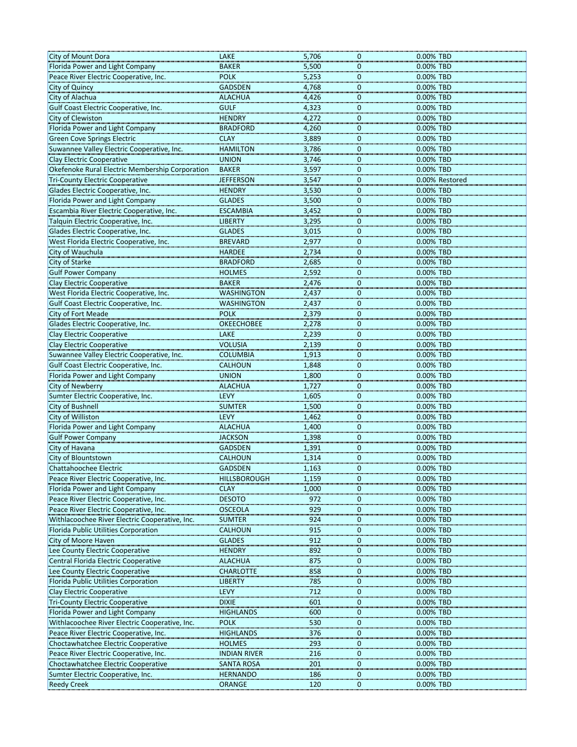| | | | | | |
|---|---|---|---|---|---|
| City of Mount Dora | LAKE | 5,706 | 0 | 0.00% | TBD |
| Florida Power and Light Company | BAKER | 5,500 | 0 | 0.00% | TBD |
| Peace River Electric Cooperative, Inc. | POLK | 5,253 | 0 | 0.00% | TBD |
| City of Quincy | GADSDEN | 4,768 | 0 | 0.00% | TBD |
| City of Alachua | ALACHUA | 4,426 | 0 | 0.00% | TBD |
| Gulf Coast Electric Cooperative, Inc. | GULF | 4,323 | 0 | 0.00% | TBD |
| City of Clewiston | HENDRY | 4,272 | 0 | 0.00% | TBD |
| Florida Power and Light Company | BRADFORD | 4,260 | 0 | 0.00% | TBD |
| Green Cove Springs Electric | CLAY | 3,889 | 0 | 0.00% | TBD |
| Suwannee Valley Electric Cooperative, Inc. | HAMILTON | 3,786 | 0 | 0.00% | TBD |
| Clay Electric Cooperative | UNION | 3,746 | 0 | 0.00% | TBD |
| Okefenoke Rural Electric Membership Corporation | BAKER | 3,597 | 0 | 0.00% | TBD |
| Tri-County Electric Cooperative | JEFFERSON | 3,547 | 0 | 0.00% | Restored |
| Glades Electric Cooperative, Inc. | HENDRY | 3,530 | 0 | 0.00% | TBD |
| Florida Power and Light Company | GLADES | 3,500 | 0 | 0.00% | TBD |
| Escambia River Electric Cooperative, Inc. | ESCAMBIA | 3,452 | 0 | 0.00% | TBD |
| Talquin Electric Cooperative, Inc. | LIBERTY | 3,295 | 0 | 0.00% | TBD |
| Glades Electric Cooperative, Inc. | GLADES | 3,015 | 0 | 0.00% | TBD |
| West Florida Electric Cooperative, Inc. | BREVARD | 2,977 | 0 | 0.00% | TBD |
| City of Wauchula | HARDEE | 2,734 | 0 | 0.00% | TBD |
| City of Starke | BRADFORD | 2,685 | 0 | 0.00% | TBD |
| Gulf Power Company | HOLMES | 2,592 | 0 | 0.00% | TBD |
| Clay Electric Cooperative | BAKER | 2,476 | 0 | 0.00% | TBD |
| West Florida Electric Cooperative, Inc. | WASHINGTON | 2,437 | 0 | 0.00% | TBD |
| Gulf Coast Electric Cooperative, Inc. | WASHINGTON | 2,437 | 0 | 0.00% | TBD |
| City of Fort Meade | POLK | 2,379 | 0 | 0.00% | TBD |
| Glades Electric Cooperative, Inc. | OKEECHOBEE | 2,278 | 0 | 0.00% | TBD |
| Clay Electric Cooperative | LAKE | 2,239 | 0 | 0.00% | TBD |
| Clay Electric Cooperative | VOLUSIA | 2,139 | 0 | 0.00% | TBD |
| Suwannee Valley Electric Cooperative, Inc. | COLUMBIA | 1,913 | 0 | 0.00% | TBD |
| Gulf Coast Electric Cooperative, Inc. | CALHOUN | 1,848 | 0 | 0.00% | TBD |
| Florida Power and Light Company | UNION | 1,800 | 0 | 0.00% | TBD |
| City of Newberry | ALACHUA | 1,727 | 0 | 0.00% | TBD |
| Sumter Electric Cooperative, Inc. | LEVY | 1,605 | 0 | 0.00% | TBD |
| City of Bushnell | SUMTER | 1,500 | 0 | 0.00% | TBD |
| City of Williston | LEVY | 1,462 | 0 | 0.00% | TBD |
| Florida Power and Light Company | ALACHUA | 1,400 | 0 | 0.00% | TBD |
| Gulf Power Company | JACKSON | 1,398 | 0 | 0.00% | TBD |
| City of Havana | GADSDEN | 1,391 | 0 | 0.00% | TBD |
| City of Blountstown | CALHOUN | 1,314 | 0 | 0.00% | TBD |
| Chattahoochee Electric | GADSDEN | 1,163 | 0 | 0.00% | TBD |
| Peace River Electric Cooperative, Inc. | HILLSBOROUGH | 1,159 | 0 | 0.00% | TBD |
| Florida Power and Light Company | CLAY | 1,000 | 0 | 0.00% | TBD |
| Peace River Electric Cooperative, Inc. | DESOTO | 972 | 0 | 0.00% | TBD |
| Peace River Electric Cooperative, Inc. | OSCEOLA | 929 | 0 | 0.00% | TBD |
| Withlacoochee River Electric Cooperative, Inc. | SUMTER | 924 | 0 | 0.00% | TBD |
| Florida Public Utilities Corporation | CALHOUN | 915 | 0 | 0.00% | TBD |
| City of Moore Haven | GLADES | 912 | 0 | 0.00% | TBD |
| Lee County Electric Cooperative | HENDRY | 892 | 0 | 0.00% | TBD |
| Central Florida Electric Cooperative | ALACHUA | 875 | 0 | 0.00% | TBD |
| Lee County Electric Cooperative | CHARLOTTE | 858 | 0 | 0.00% | TBD |
| Florida Public Utilities Corporation | LIBERTY | 785 | 0 | 0.00% | TBD |
| Clay Electric Cooperative | LEVY | 712 | 0 | 0.00% | TBD |
| Tri-County Electric Cooperative | DIXIE | 601 | 0 | 0.00% | TBD |
| Florida Power and Light Company | HIGHLANDS | 600 | 0 | 0.00% | TBD |
| Withlacoochee River Electric Cooperative, Inc. | POLK | 530 | 0 | 0.00% | TBD |
| Peace River Electric Cooperative, Inc. | HIGHLANDS | 376 | 0 | 0.00% | TBD |
| Choctawhatchee Electric Cooperative | HOLMES | 293 | 0 | 0.00% | TBD |
| Peace River Electric Cooperative, Inc. | INDIAN RIVER | 216 | 0 | 0.00% | TBD |
| Choctawhatchee Electric Cooperative | SANTA ROSA | 201 | 0 | 0.00% | TBD |
| Sumter Electric Cooperative, Inc. | HERNANDO | 186 | 0 | 0.00% | TBD |
| Reedy Creek | ORANGE | 120 | 0 | 0.00% | TBD |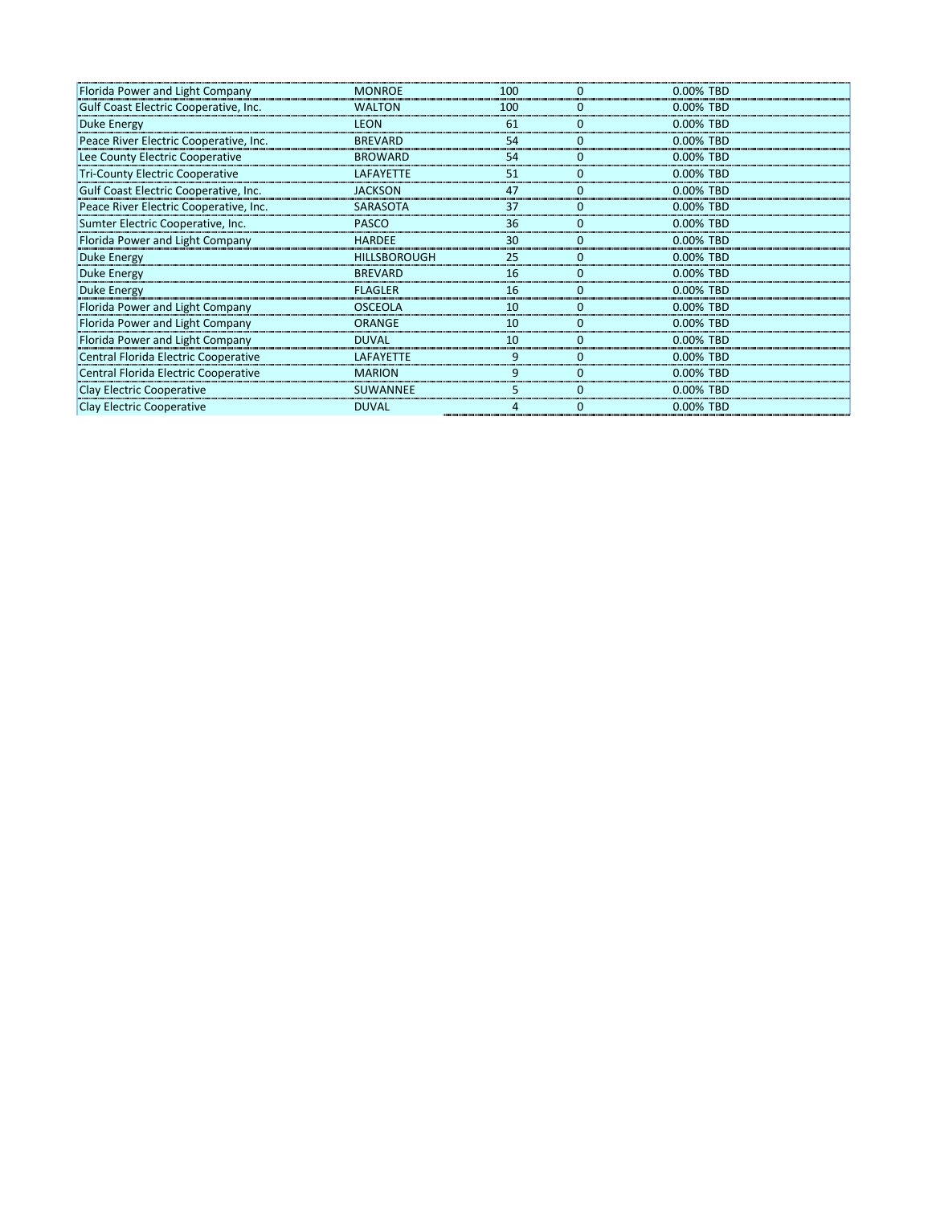| | | | | | |
|---|---|---|---|---|---|
| Florida Power and Light Company | MONROE | 100 | 0 | 0.00% | TBD |
| Gulf Coast Electric Cooperative, Inc. | WALTON | 100 | 0 | 0.00% | TBD |
| Duke Energy | LEON | 61 | 0 | 0.00% | TBD |
| Peace River Electric Cooperative, Inc. | BREVARD | 54 | 0 | 0.00% | TBD |
| Lee County Electric Cooperative | BROWARD | 54 | 0 | 0.00% | TBD |
| Tri-County Electric Cooperative | LAFAYETTE | 51 | 0 | 0.00% | TBD |
| Gulf Coast Electric Cooperative, Inc. | JACKSON | 47 | 0 | 0.00% | TBD |
| Peace River Electric Cooperative, Inc. | SARASOTA | 37 | 0 | 0.00% | TBD |
| Sumter Electric Cooperative, Inc. | PASCO | 36 | 0 | 0.00% | TBD |
| Florida Power and Light Company | HARDEE | 30 | 0 | 0.00% | TBD |
| Duke Energy | HILLSBOROUGH | 25 | 0 | 0.00% | TBD |
| Duke Energy | BREVARD | 16 | 0 | 0.00% | TBD |
| Duke Energy | FLAGLER | 16 | 0 | 0.00% | TBD |
| Florida Power and Light Company | OSCEOLA | 10 | 0 | 0.00% | TBD |
| Florida Power and Light Company | ORANGE | 10 | 0 | 0.00% | TBD |
| Florida Power and Light Company | DUVAL | 10 | 0 | 0.00% | TBD |
| Central Florida Electric Cooperative | LAFAYETTE | 9 | 0 | 0.00% | TBD |
| Central Florida Electric Cooperative | MARION | 9 | 0 | 0.00% | TBD |
| Clay Electric Cooperative | SUWANNEE | 5 | 0 | 0.00% | TBD |
| Clay Electric Cooperative | DUVAL | 4 | 0 | 0.00% | TBD |